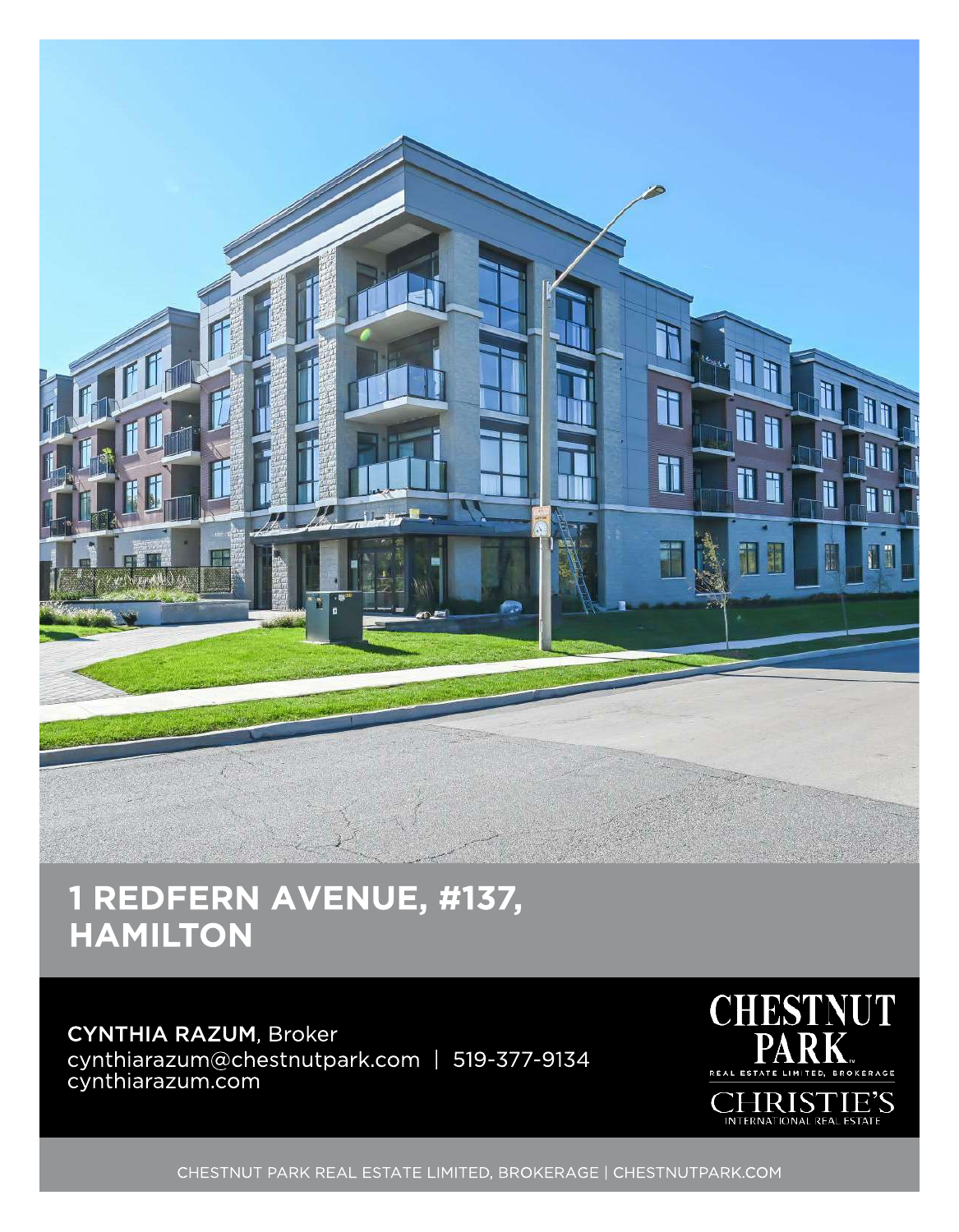# 1 REDFERN AVENUE, #137, HAMILTON

**CYNTHIA RAZUM**, Broker
cynthiarazum@chestnutpark.com | 519-377-9134
cynthiarazum.com

CHESTNUT PARK
REAL ESTATE LIMITED, BROKERAGE
CHRISTIE'S
INTERNATIONAL REAL ESTATE

CHESTNUT PARK REAL ESTATE LIMITED, BROKERAGE | CHESTNUTPARK.COM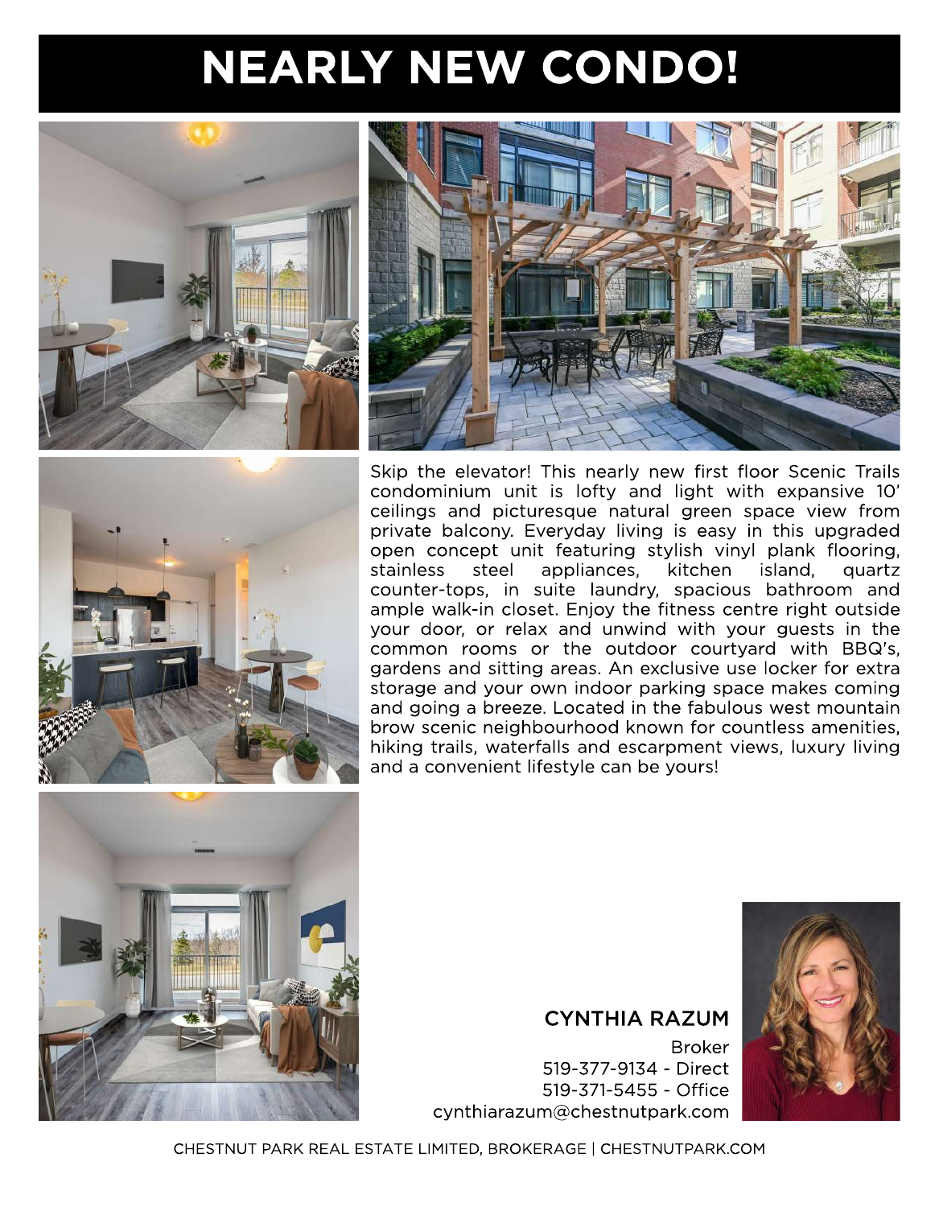# NEARLY NEW CONDO!

Skip the elevator! This nearly new first floor Scenic Trails condominium unit is lofty and light with expansive 10' ceilings and picturesque natural green space view from private balcony. Everyday living is easy in this upgraded open concept unit featuring stylish vinyl plank flooring, stainless steel appliances, kitchen island, quartz counter-tops, in suite laundry, spacious bathroom and ample walk-in closet. Enjoy the fitness centre right outside your door, or relax and unwind with your guests in the common rooms or the outdoor courtyard with BBQ's, gardens and sitting areas. An exclusive use locker for extra storage and your own indoor parking space makes coming and going a breeze. Located in the fabulous west mountain brow scenic neighbourhood known for countless amenities, hiking trails, waterfalls and escarpment views, luxury living and a convenient lifestyle can be yours!

**CYNTHIA RAZUM**

Broker

519-377-9134 - Direct

519-371-5455 - Office

cynthiarazum@chestnutpark.com

CHESTNUT PARK REAL ESTATE LIMITED, BROKERAGE | CHESTNUTPARK.COM